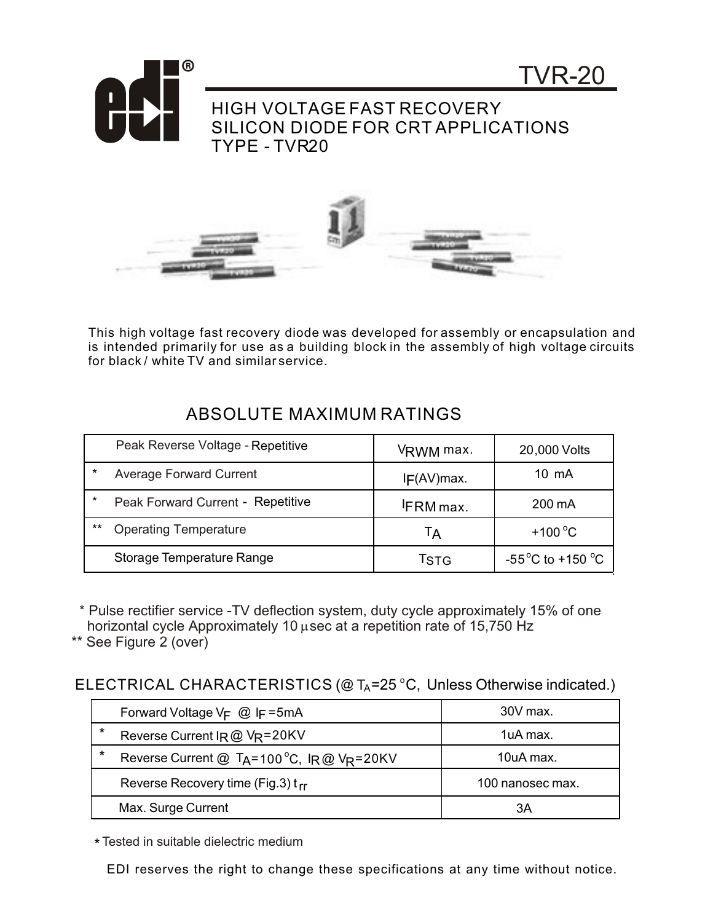# TVR-20

## HIGH VOLTAGE FAST RECOVERY SILICON DIODE FOR CRT APPLICATIONS TYPE - TVR20

This high voltage fast recovery diode was developed for assembly or encapsulation and is intended primarily for use as a building block in the assembly of high voltage circuits for black / white TV and similar service.

## ABSOLUTE MAXIMUM RATINGS

| | | |
|---|---|---|
| Peak Reverse Voltage - Repetitive | $V_{RWM}$ max. | 20,000 Volts |
| * Average Forward Current | $I_F$(AV)max. | 10 mA |
| * Peak Forward Current - Repetitive | $I_{FRM}$ max. | 200 mA |
| ** Operating Temperature | $T_A$ | +100 °C |
| Storage Temperature Range | $T_{STG}$ | -55°C to +150 °C |

* Pulse rectifier service -TV deflection system, duty cycle approximately 15% of one horizontal cycle Approximately 10 μsec at a repetition rate of 15,750 Hz

** See Figure 2 (over)

## ELECTRICAL CHARACTERISTICS (@ $T_A$=25 °C, Unless Otherwise indicated.)

| | |
|---|---|
| Forward Voltage $V_F$ @ $I_F$ =5mA | 30V max. |
| * Reverse Current $I_R$ @ $V_R$=20KV | 1uA max. |
| * Reverse Current @ $T_A$=100 °C, $I_R$ @ $V_R$=20KV | 10uA max. |
| Reverse Recovery time (Fig.3) $t_{rr}$ | 100 nanosec max. |
| Max. Surge Current | 3A |

* Tested in suitable dielectric medium

EDI reserves the right to change these specifications at any time without notice.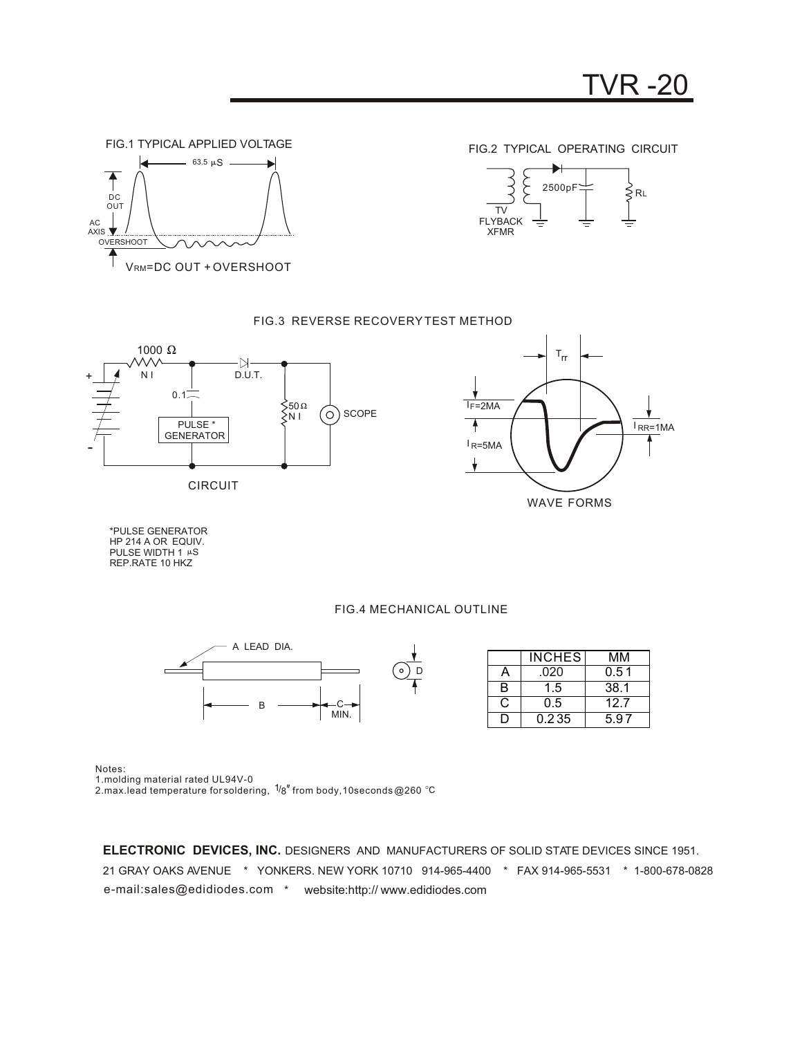# TVR -20

FIG.1 TYPICAL APPLIED VOLTAGE

63.5 µS

DC OUT

AC AXIS

OVERSHOOT

$V_{RM}$=DC OUT + OVERSHOOT

FIG.2 TYPICAL OPERATING CIRCUIT

2500pF

$R_L$

TV FLYBACK XFMR

FIG.3 REVERSE RECOVERY TEST METHOD

1000 Ω

N I

D.U.T.

0.1

50 Ω N I

SCOPE

PULSE * GENERATOR

CIRCUIT

$T_{rr}$

$I_F$=2MA

$I_R$=5MA

$I_{RR}$=1MA

WAVE FORMS

*PULSE GENERATOR
HP 214 A OR EQUIV.
PULSE WIDTH 1 µS
REP.RATE 10 HKZ

FIG.4 MECHANICAL OUTLINE

A LEAD DIA.

B

C MIN.

D

| | INCHES | MM |
|---|---|---|
| A | .020 | 0.51 |
| B | 1.5 | 38.1 |
| C | 0.5 | 12.7 |
| D | 0.235 | 5.97 |

Notes:
1.molding material rated UL94V-0
2.max.lead temperature for soldering, 1/8" from body,10seconds @260 °C

**ELECTRONIC DEVICES, INC.** DESIGNERS AND MANUFACTURERS OF SOLID STATE DEVICES SINCE 1951.
21 GRAY OAKS AVENUE * YONKERS. NEW YORK 10710 914-965-4400 * FAX 914-965-5531 * 1-800-678-0828
e-mail:sales@edidiodes.com * website:http:// www.edidiodes.com